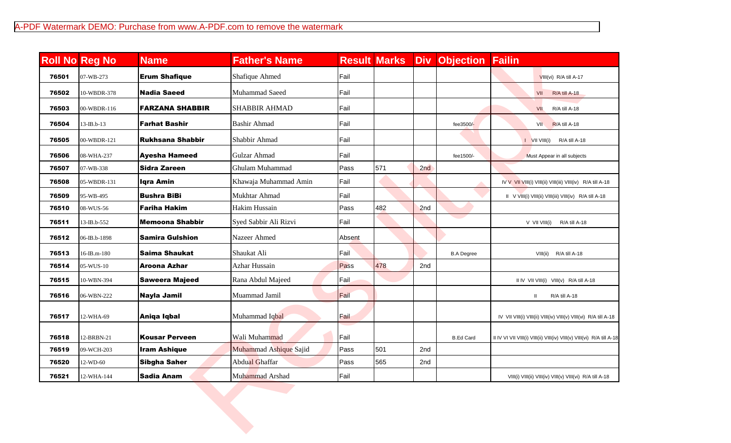| Roll No | Reg No | Name | Father's Name | Result | Marks | Div | Objection | Failin |
|---|---|---|---|---|---|---|---|---|
| 76501 | 07-WB-273 | **Erum Shafique** | Shafique Ahmed | Fail | | | | VIII(vi) R/A till A-17 |
| 76502 | 10-WBDR-378 | **Nadia Saeed** | Muhammad Saeed | Fail | | | | VII R/A till A-18 |
| 76503 | 00-WBDR-116 | **FARZANA SHABBIR** | SHABBIR AHMAD | Fail | | | | VII R/A till A-18 |
| 76504 | 13-IB.b-13 | **Farhat Bashir** | Bashir Ahmad | Fail | | | fee3500/- | VII R/A till A-18 |
| 76505 | 00-WBDR-121 | **Rukhsana Shabbir** | Shabbir Ahmad | Fail | | | | I VII VIII(i) R/A till A-18 |
| 76506 | 08-WHA-237 | **Ayesha Hameed** | Gulzar Ahmad | Fail | | | fee1500/- | Must Appear in all subjects |
| 76507 | 07-WB-338 | **Sidra Zareen** | Ghulam Muhammad | Pass | 571 | 2nd | | |
| 76508 | 05-WBDR-131 | **Iqra Amin** | Khawaja Muhammad Amin | Fail | | | | IV V VII VIII(i) VIII(ii) VIII(iii) VIII(iv) R/A till A-18 |
| 76509 | 95-WB-495 | **Bushra BiBi** | Mukhtar Ahmad | Fail | | | | II V VIII(i) VIII(ii) VIII(iii) VIII(iv) R/A till A-18 |
| 76510 | 08-WUS-56 | **Fariha Hakim** | Hakim Hussain | Pass | 482 | 2nd | | |
| 76511 | 13-IB.b-552 | **Memoona Shabbir** | Syed Sabbir Ali Rizvi | Fail | | | | V VII VIII(i) R/A till A-18 |
| 76512 | 06-IB.b-1898 | **Samira Gulshion** | Nazeer Ahmed | Absent | | | | |
| 76513 | 16-IB.m-180 | **Saima Shaukat** | Shaukat Ali | Fail | | | B.A Degree | VIII(ii) R/A till A-18 |
| 76514 | 05-WUS-10 | **Aroona Azhar** | Azhar Hussain | Pass | 478 | 2nd | | |
| 76515 | 10-WBN-394 | **Saweera Majeed** | Rana Abdul Majeed | Fail | | | | II IV VII VIII(i) VIII(v) R/A till A-18 |
| 76516 | 06-WBN-222 | **Nayla Jamil** | Muammad Jamil | Fail | | | | II R/A till A-18 |
| 76517 | 12-WHA-69 | **Aniqa Iqbal** | Muhammad Iqbal | Fail | | | | IV VII VIII(i) VIII(ii) VIII(iv) VIII(v) VIII(vi) R/A till A-18 |
| 76518 | 12-BRBN-21 | **Kousar Perveen** | Wali Muhammad | Fail | | | B.Ed Card | II IV VI VII VIII(i) VIII(ii) VIII(iv) VIII(v) VIII(vi) R/A till A-18 |
| 76519 | 09-WCH-203 | **Iram Ashique** | Muhammad Ashique Sajid | Pass | 501 | 2nd | | |
| 76520 | 12-WD-60 | **Sibgha Saher** | Abdual Ghaffar | Pass | 565 | 2nd | | |
| 76521 | 12-WHA-144 | **Sadia Anam** | Muhammad Arshad | Fail | | | | VIII(i) VIII(ii) VIII(iv) VIII(v) VIII(vi) R/A till A-18 |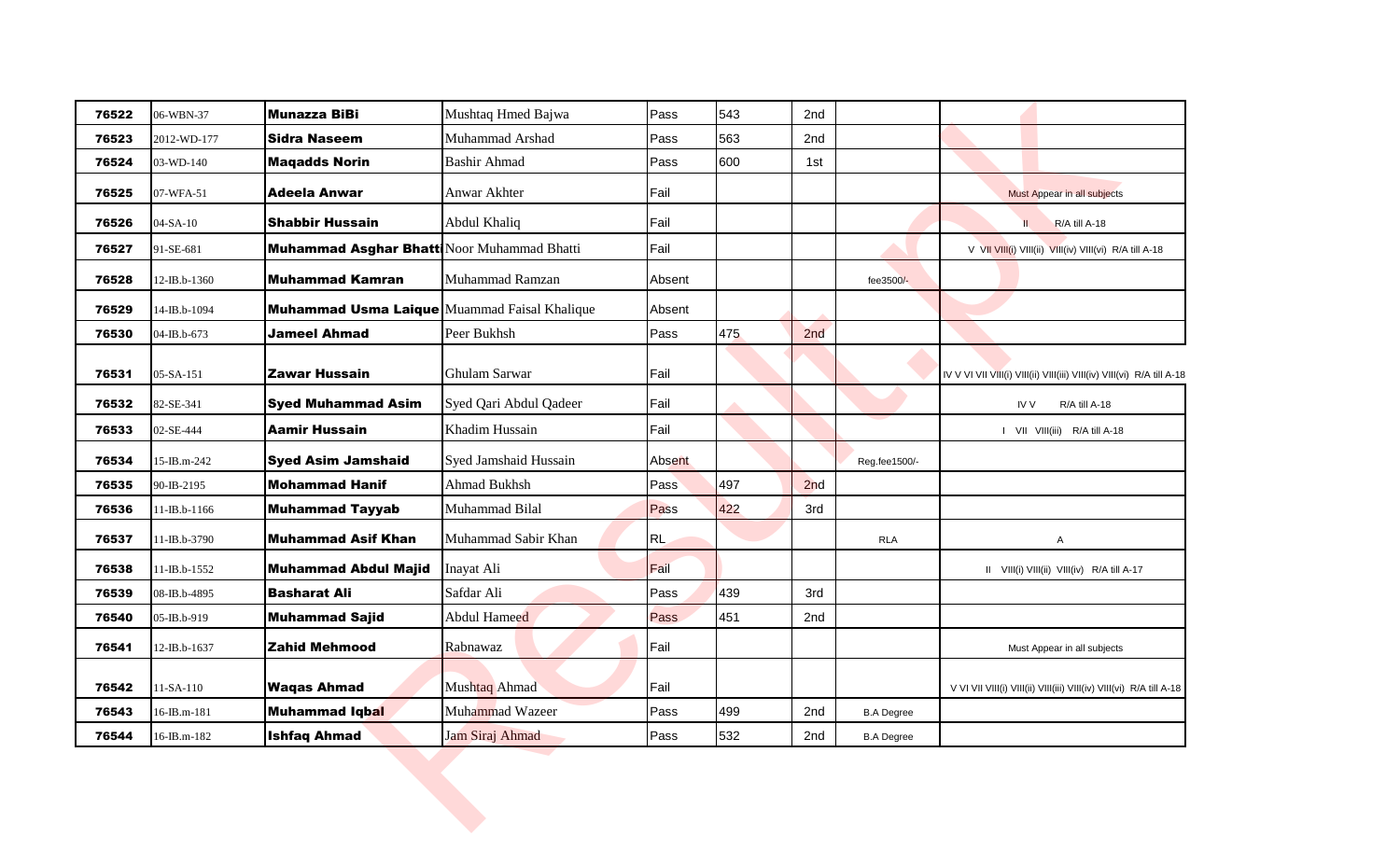| | | | | | | | | |
|---|---|---|---|---|---|---|---|---|
| **76522** | 06-WBN-37 | **Munazza BiBi** | Mushtaq Hmed Bajwa | Pass | 543 | 2nd | | |
| **76523** | 2012-WD-177 | **Sidra Naseem** | Muhammad Arshad | Pass | 563 | 2nd | | |
| **76524** | 03-WD-140 | **Maqadds Norin** | Bashir Ahmad | Pass | 600 | 1st | | |
| **76525** | 07-WFA-51 | **Adeela Anwar** | Anwar Akhter | Fail | | | | Must Appear in all subjects |
| **76526** | 04-SA-10 | **Shabbir Hussain** | Abdul Khaliq | Fail | | | | II R/A till A-18 |
| **76527** | 91-SE-681 | **Muhammad Asghar Bhatti** | Noor Muhammad Bhatti | Fail | | | | V VII VIII(i) VIII(ii) VIII(iv) VIII(vi) R/A till A-18 |
| **76528** | 12-IB.b-1360 | **Muhammad Kamran** | Muhammad Ramzan | Absent | | | fee3500/- | |
| **76529** | 14-IB.b-1094 | **Muhammad Usma Laique** | Muammad Faisal Khalique | Absent | | | | |
| **76530** | 04-IB.b-673 | **Jameel Ahmad** | Peer Bukhsh | Pass | 475 | 2nd | | |
| **76531** | 05-SA-151 | **Zawar Hussain** | Ghulam Sarwar | Fail | | | | IV V VI VII VIII(i) VIII(ii) VIII(iii) VIII(iv) VIII(vi) R/A till A-18 |
| **76532** | 82-SE-341 | **Syed Muhammad Asim** | Syed Qari Abdul Qadeer | Fail | | | | IV V R/A till A-18 |
| **76533** | 02-SE-444 | **Aamir Hussain** | Khadim Hussain | Fail | | | | I VII VIII(iii) R/A till A-18 |
| **76534** | 15-IB.m-242 | **Syed Asim Jamshaid** | Syed Jamshaid Hussain | Absent | | | Reg.fee1500/- | |
| **76535** | 90-IB-2195 | **Mohammad Hanif** | Ahmad Bukhsh | Pass | 497 | 2nd | | |
| **76536** | 11-IB.b-1166 | **Muhammad Tayyab** | Muhammad Bilal | Pass | 422 | 3rd | | |
| **76537** | 11-IB.b-3790 | **Muhammad Asif Khan** | Muhammad Sabir Khan | RL | | | RLA | A |
| **76538** | 11-IB.b-1552 | **Muhammad Abdul Majid** | Inayat Ali | Fail | | | | II VIII(i) VIII(ii) VIII(iv) R/A till A-17 |
| **76539** | 08-IB.b-4895 | **Basharat Ali** | Safdar Ali | Pass | 439 | 3rd | | |
| **76540** | 05-IB.b-919 | **Muhammad Sajid** | Abdul Hameed | Pass | 451 | 2nd | | |
| **76541** | 12-IB.b-1637 | **Zahid Mehmood** | Rabnawaz | Fail | | | | Must Appear in all subjects |
| **76542** | 11-SA-110 | **Waqas Ahmad** | Mushtaq Ahmad | Fail | | | | V VI VII VIII(i) VIII(ii) VIII(iii) VIII(iv) VIII(vi) R/A till A-18 |
| **76543** | 16-IB.m-181 | **Muhammad Iqbal** | Muhammad Wazeer | Pass | 499 | 2nd | B.A Degree | |
| **76544** | 16-IB.m-182 | **Ishfaq Ahmad** | Jam Siraj Ahmad | Pass | 532 | 2nd | B.A Degree | |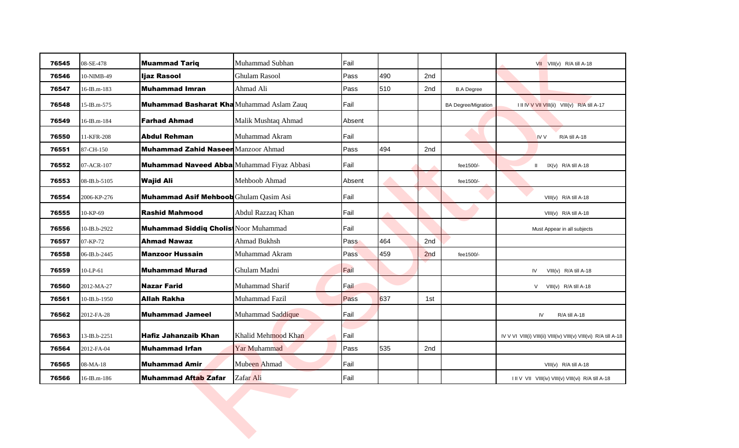| | | | | | | | | |
|---|---|---|---|---|---|---|---|---|
| 76545 | 08-SE-478 | **Muammad Tariq** | Muhammad Subhan | Fail | | | | VII VIII(v) R/A till A-18 |
| 76546 | 10-NIMB-49 | **Ijaz Rasool** | Ghulam Rasool | Pass | 490 | 2nd | | |
| 76547 | 16-IB.m-183 | **Muhammad Imran** | Ahmad Ali | Pass | 510 | 2nd | B.A Degree | |
| 76548 | 15-IB.m-575 | **Muhammad Basharat Kha** | Muhammad Aslam Zauq | Fail | | | BA Degree/Migration | I II IV V VII VIII(ii) VIII(v) R/A till A-17 |
| 76549 | 16-IB.m-184 | **Farhad Ahmad** | Malik Mushtaq Ahmad | Absent | | | | |
| 76550 | 11-KFR-208 | **Abdul Rehman** | Muhammad Akram | Fail | | | | IV V R/A till A-18 |
| 76551 | 87-CH-150 | **Muhammad Zahid Naseer** | Manzoor Ahmad | Pass | 494 | 2nd | | |
| 76552 | 07-ACR-107 | **Muhammad Naveed Abba** | Muhammad Fiyaz Abbasi | Fail | | | fee1500/- | II IX(v) R/A till A-18 |
| 76553 | 08-IB.b-5105 | **Wajid Ali** | Mehboob Ahmad | Absent | | | fee1500/- | |
| 76554 | 2006-KP-276 | **Muhammad Asif Mehboob** | Ghulam Qasim Asi | Fail | | | | VIII(v) R/A till A-18 |
| 76555 | 10-KP-69 | **Rashid Mahmood** | Abdul Razzaq Khan | Fail | | | | VIII(v) R/A till A-18 |
| 76556 | 10-IB.b-2922 | **Muhammad Siddiq Cholist** | Noor Muhammad | Fail | | | | Must Appear in all subjects |
| 76557 | 07-KP-72 | **Ahmad Nawaz** | Ahmad Bukhsh | Pass | 464 | 2nd | | |
| 76558 | 06-IB.b-2445 | **Manzoor Hussain** | Muhammad Akram | Pass | 459 | 2nd | fee1500/- | |
| 76559 | 10-LP-61 | **Muhammad Murad** | Ghulam Madni | Fail | | | | IV VIII(v) R/A till A-18 |
| 76560 | 2012-MA-27 | **Nazar Farid** | Muhammad Sharif | Fail | | | | V VIII(v) R/A till A-18 |
| 76561 | 10-IB.b-1950 | **Allah Rakha** | Muhammad Fazil | Pass | 637 | 1st | | |
| 76562 | 2012-FA-28 | **Muhammad Jameel** | Muhammad Saddique | Fail | | | | IV R/A till A-18 |
| 76563 | 13-IB.b-2251 | **Hafiz Jahanzaib Khan** | Khalid Mehmood Khan | Fail | | | | IV V VI VIII(i) VIII(ii) VIII(iv) VIII(v) VIII(vi) R/A till A-18 |
| 76564 | 2012-FA-04 | **Muhammad Irfan** | Yar Muhammad | Pass | 535 | 2nd | | |
| 76565 | 08-MA-18 | **Muhammad Amir** | Mubeen Ahmad | Fail | | | | VIII(v) R/A till A-18 |
| 76566 | 16-IB.m-186 | **Muhammad Aftab Zafar** | Zafar Ali | Fail | | | | I II V VII VIII(iv) VIII(v) VIII(vi) R/A till A-18 |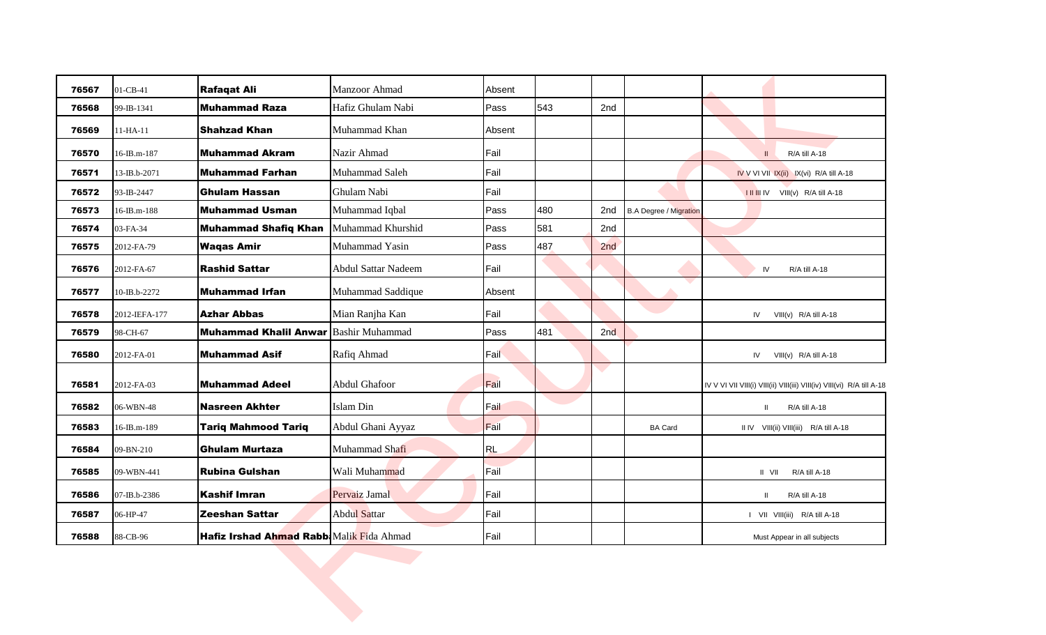| 76567 | 01-CB-41 | **Rafaqat Ali** | Manzoor Ahmad | Absent | | | | |
|---|---|---|---|---|---|---|---|---|
| 76568 | 99-IB-1341 | **Muhammad Raza** | Hafiz Ghulam Nabi | Pass | 543 | 2nd | | |
| 76569 | 11-HA-11 | **Shahzad Khan** | Muhammad Khan | Absent | | | | |
| 76570 | 16-IB.m-187 | **Muhammad Akram** | Nazir Ahmad | Fail | | | | II R/A till A-18 |
| 76571 | 13-IB.b-2071 | **Muhammad Farhan** | Muhammad Saleh | Fail | | | | IV V VI VII IX(ii) IX(vi) R/A till A-18 |
| 76572 | 93-IB-2447 | **Ghulam Hassan** | Ghulam Nabi | Fail | | | | I II III IV VIII(v) R/A till A-18 |
| 76573 | 16-IB.m-188 | **Muhammad Usman** | Muhammad Iqbal | Pass | 480 | 2nd | B.A Degree / Migration | |
| 76574 | 03-FA-34 | **Muhammad Shafiq Khan** | Muhammad Khurshid | Pass | 581 | 2nd | | |
| 76575 | 2012-FA-79 | **Waqas Amir** | Muhammad Yasin | Pass | 487 | 2nd | | |
| 76576 | 2012-FA-67 | **Rashid Sattar** | Abdul Sattar Nadeem | Fail | | | | IV R/A till A-18 |
| 76577 | 10-IB.b-2272 | **Muhammad Irfan** | Muhammad Saddique | Absent | | | | |
| 76578 | 2012-IEFA-177 | **Azhar Abbas** | Mian Ranjha Kan | Fail | | | | IV VIII(v) R/A till A-18 |
| 76579 | 98-CH-67 | **Muhammad Khalil Anwar** | Bashir Muhammad | Pass | 481 | 2nd | | |
| 76580 | 2012-FA-01 | **Muhammad Asif** | Rafiq Ahmad | Fail | | | | IV VIII(v) R/A till A-18 |
| 76581 | 2012-FA-03 | **Muhammad Adeel** | Abdul Ghafoor | Fail | | | | IV V VI VII VIII(i) VIII(ii) VIII(iii) VIII(iv) VIII(vi) R/A till A-18 |
| 76582 | 06-WBN-48 | **Nasreen Akhter** | Islam Din | Fail | | | | II R/A till A-18 |
| 76583 | 16-IB.m-189 | **Tariq Mahmood Tariq** | Abdul Ghani Ayyaz | Fail | | | BA Card | II IV VIII(ii) VIII(iii) R/A till A-18 |
| 76584 | 09-BN-210 | **Ghulam Murtaza** | Muhammad Shafi | RL | | | | |
| 76585 | 09-WBN-441 | **Rubina Gulshan** | Wali Muhammad | Fail | | | | II VII R/A till A-18 |
| 76586 | 07-IB.b-2386 | **Kashif Imran** | Pervaiz Jamal | Fail | | | | II R/A till A-18 |
| 76587 | 06-HP-47 | **Zeeshan Sattar** | Abdul Sattar | Fail | | | | I VII VIII(iii) R/A till A-18 |
| 76588 | 88-CB-96 | **Hafiz Irshad Ahmad Rabb** | Malik Fida Ahmad | Fail | | | | Must Appear in all subjects |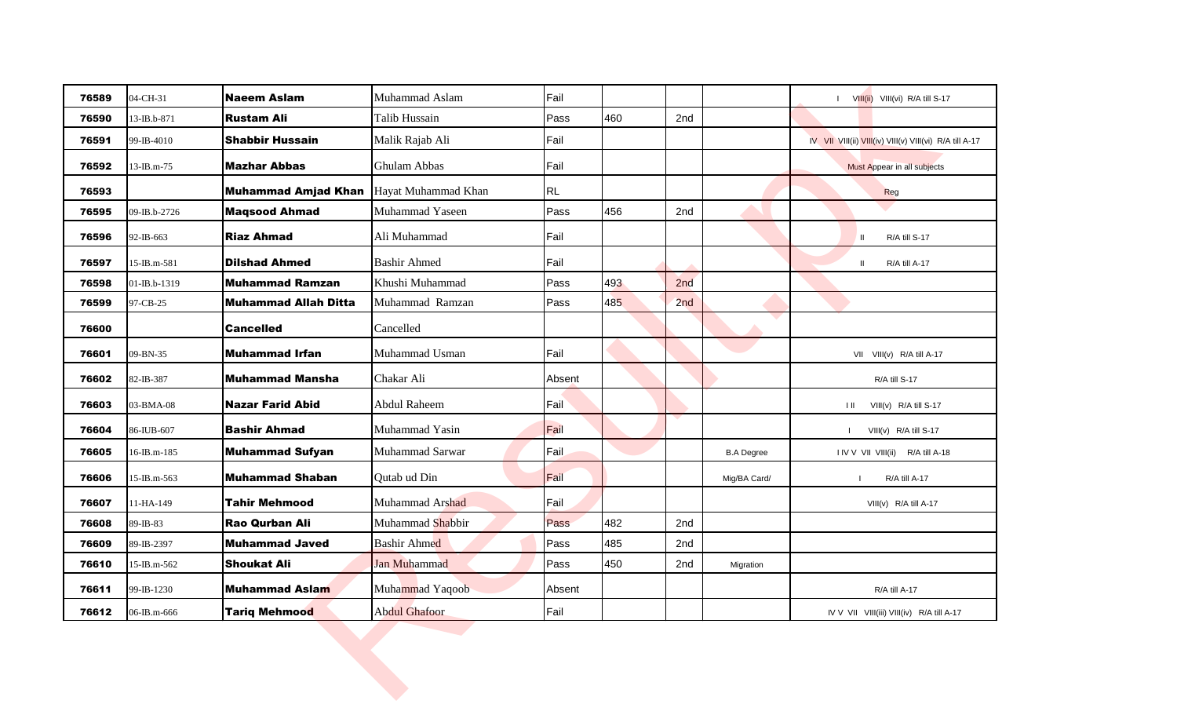| | | | | | | | | |
|---|---|---|---|---|---|---|---|---|
| **76589** | 04-CH-31 | **Naeem Aslam** | Muhammad Aslam | Fail | | | | I VIII(ii) VIII(vi) R/A till S-17 |
| **76590** | 13-IB.b-871 | **Rustam Ali** | Talib Hussain | Pass | 460 | 2nd | | |
| **76591** | 99-IB-4010 | **Shabbir Hussain** | Malik Rajab Ali | Fail | | | | IV VII VIII(ii) VIII(iv) VIII(v) VIII(vi) R/A till A-17 |
| **76592** | 13-IB.m-75 | **Mazhar Abbas** | Ghulam Abbas | Fail | | | | Must Appear in all subjects |
| **76593** | | **Muhammad Amjad Khan** | Hayat Muhammad Khan | RL | | | | Reg |
| **76595** | 09-IB.b-2726 | **Maqsood Ahmad** | Muhammad Yaseen | Pass | 456 | 2nd | | |
| **76596** | 92-IB-663 | **Riaz Ahmad** | Ali Muhammad | Fail | | | | II R/A till S-17 |
| **76597** | 15-IB.m-581 | **Dilshad Ahmed** | Bashir Ahmed | Fail | | | | II R/A till A-17 |
| **76598** | 01-IB.b-1319 | **Muhammad Ramzan** | Khushi Muhammad | Pass | 493 | 2nd | | |
| **76599** | 97-CB-25 | **Muhammad Allah Ditta** | Muhammad Ramzan | Pass | 485 | 2nd | | |
| **76600** | | **Cancelled** | Cancelled | | | | | |
| **76601** | 09-BN-35 | **Muhammad Irfan** | Muhammad Usman | Fail | | | | VII VIII(v) R/A till A-17 |
| **76602** | 82-IB-387 | **Muhammad Mansha** | Chakar Ali | Absent | | | | R/A till S-17 |
| **76603** | 03-BMA-08 | **Nazar Farid Abid** | Abdul Raheem | Fail | | | | I II VIII(v) R/A till S-17 |
| **76604** | 86-IUB-607 | **Bashir Ahmad** | Muhammad Yasin | Fail | | | | I VIII(v) R/A till S-17 |
| **76605** | 16-IB.m-185 | **Muhammad Sufyan** | Muhammad Sarwar | Fail | | | B.A Degree | I IV V VII VIII(ii) R/A till A-18 |
| **76606** | 15-IB.m-563 | **Muhammad Shaban** | Qutab ud Din | Fail | | | Mig/BA Card/ | I R/A till A-17 |
| **76607** | 11-HA-149 | **Tahir Mehmood** | Muhammad Arshad | Fail | | | | VIII(v) R/A till A-17 |
| **76608** | 89-IB-83 | **Rao Qurban Ali** | Muhammad Shabbir | Pass | 482 | 2nd | | |
| **76609** | 89-IB-2397 | **Muhammad Javed** | Bashir Ahmed | Pass | 485 | 2nd | | |
| **76610** | 15-IB.m-562 | **Shoukat Ali** | Jan Muhammad | Pass | 450 | 2nd | Migration | |
| **76611** | 99-IB-1230 | **Muhammad Aslam** | Muhammad Yaqoob | Absent | | | | R/A till A-17 |
| **76612** | 06-IB.m-666 | **Tariq Mehmood** | Abdul Ghafoor | Fail | | | | IV V VII VIII(iii) VIII(iv) R/A till A-17 |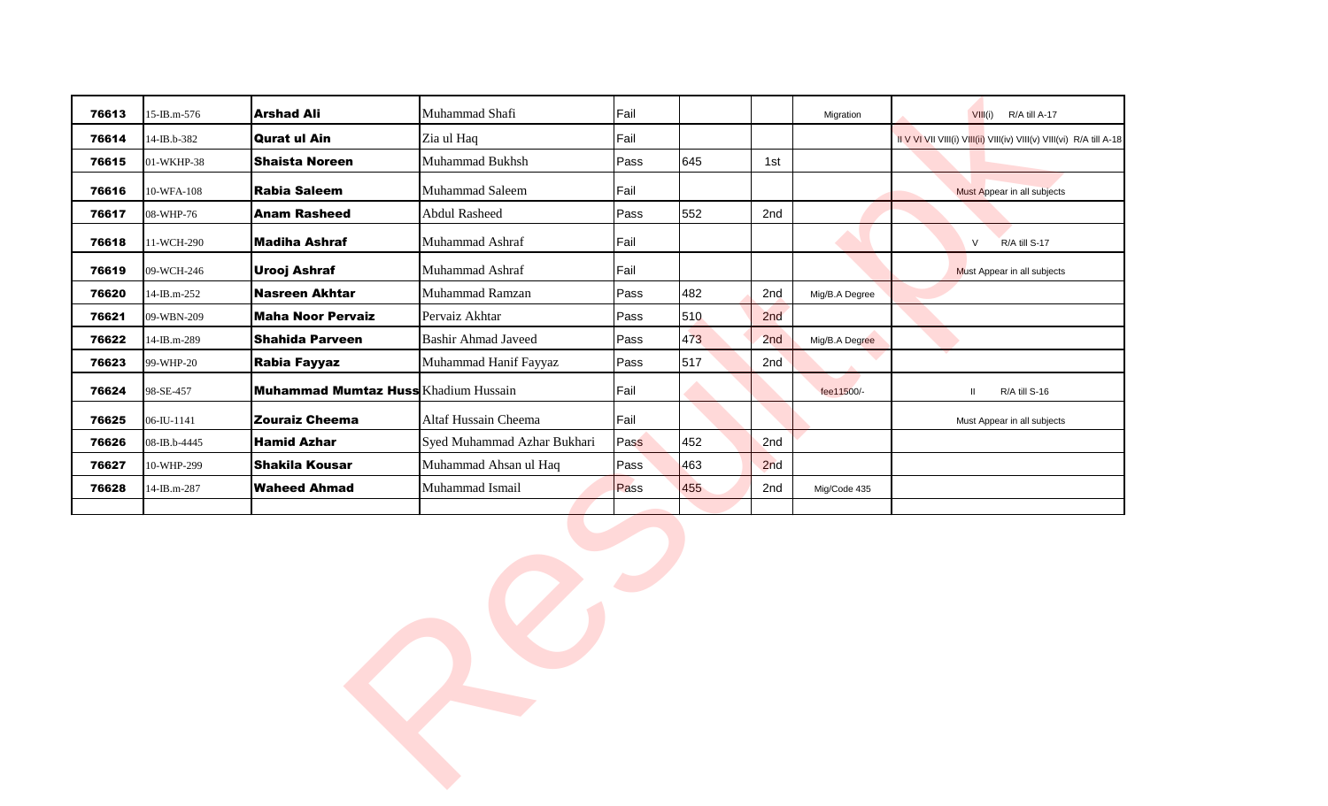| | | | | | | | | |
|---|---|---|---|---|---|---|---|---|
| **76613** | 15-IB.m-576 | **Arshad Ali** | Muhammad Shafi | Fail | | | Migration | VIII(i) R/A till A-17 |
| **76614** | 14-IB.b-382 | **Qurat ul Ain** | Zia ul Haq | Fail | | | | II V VI VII VIII(i) VIII(ii) VIII(iv) VIII(v) VIII(vi) R/A till A-18 |
| **76615** | 01-WKHP-38 | **Shaista Noreen** | Muhammad Bukhsh | Pass | 645 | 1st | | |
| **76616** | 10-WFA-108 | **Rabia Saleem** | Muhammad Saleem | Fail | | | | Must Appear in all subjects |
| **76617** | 08-WHP-76 | **Anam Rasheed** | Abdul Rasheed | Pass | 552 | 2nd | | |
| **76618** | 11-WCH-290 | **Madiha Ashraf** | Muhammad Ashraf | Fail | | | | V R/A till S-17 |
| **76619** | 09-WCH-246 | **Urooj Ashraf** | Muhammad Ashraf | Fail | | | | Must Appear in all subjects |
| **76620** | 14-IB.m-252 | **Nasreen Akhtar** | Muhammad Ramzan | Pass | 482 | 2nd | Mig/B.A Degree | |
| **76621** | 09-WBN-209 | **Maha Noor Pervaiz** | Pervaiz Akhtar | Pass | 510 | 2nd | | |
| **76622** | 14-IB.m-289 | **Shahida Parveen** | Bashir Ahmad Javeed | Pass | 473 | 2nd | Mig/B.A Degree | |
| **76623** | 99-WHP-20 | **Rabia Fayyaz** | Muhammad Hanif Fayyaz | Pass | 517 | 2nd | | |
| **76624** | 98-SE-457 | **Muhammad Mumtaz Huss** | Khadium Hussain | Fail | | | fee11500/- | II R/A till S-16 |
| **76625** | 06-IU-1141 | **Zouraiz Cheema** | Altaf Hussain Cheema | Fail | | | | Must Appear in all subjects |
| **76626** | 08-IB.b-4445 | **Hamid Azhar** | Syed Muhammad Azhar Bukhari | Pass | 452 | 2nd | | |
| **76627** | 10-WHP-299 | **Shakila Kousar** | Muhammad Ahsan ul Haq | Pass | 463 | 2nd | | |
| **76628** | 14-IB.m-287 | **Waheed Ahmad** | Muhammad Ismail | Pass | 455 | 2nd | Mig/Code 435 | |